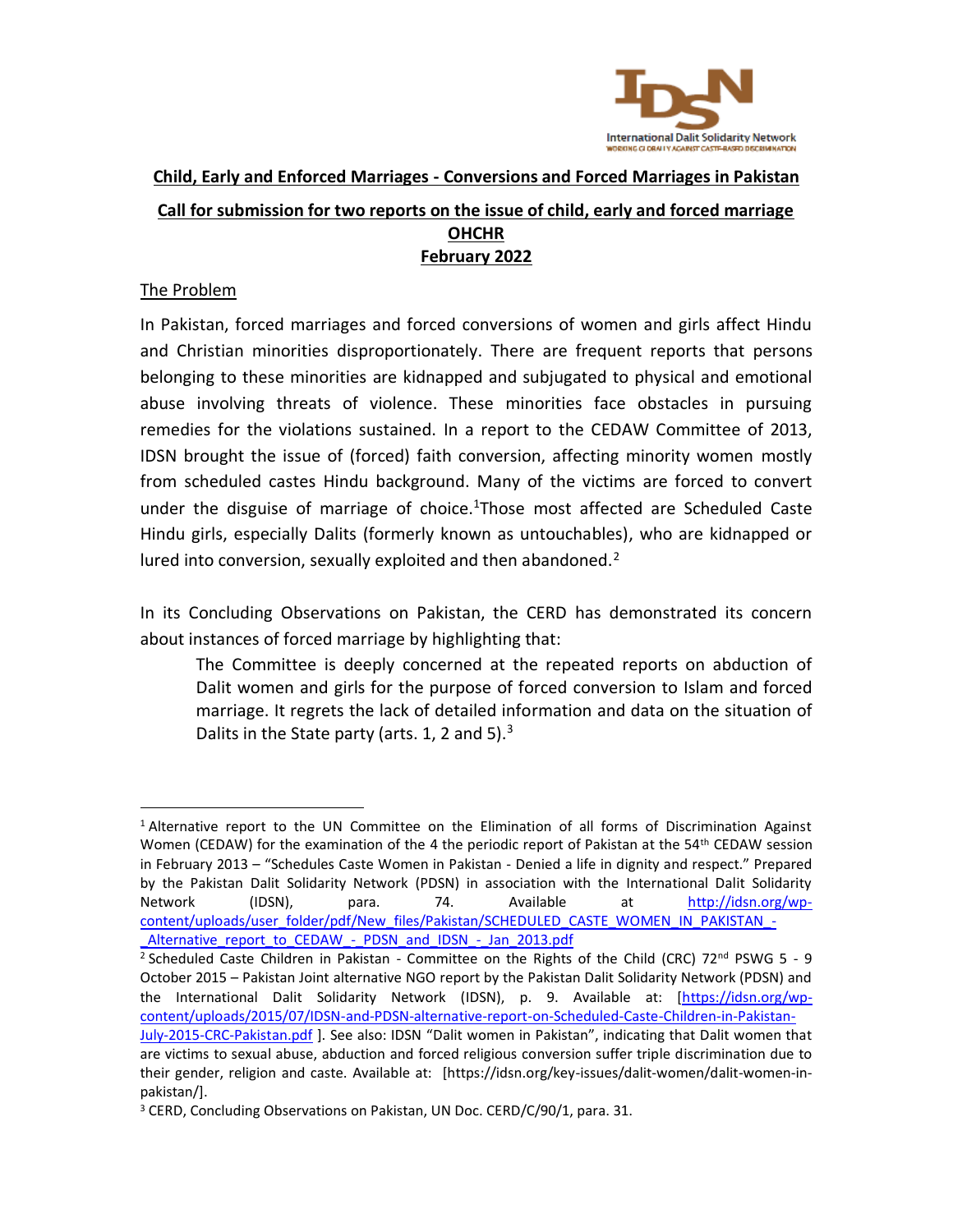**Child, Early and Enforced Marriages - Conversions and Forced Marriages in Pakistan**

**Call for submission for two reports on the issue of child, early and forced marriage**
**OHCHR**
**February 2022**

The Problem

In Pakistan, forced marriages and forced conversions of women and girls affect Hindu and Christian minorities disproportionately. There are frequent reports that persons belonging to these minorities are kidnapped and subjugated to physical and emotional abuse involving threats of violence. These minorities face obstacles in pursuing remedies for the violations sustained. In a report to the CEDAW Committee of 2013, IDSN brought the issue of (forced) faith conversion, affecting minority women mostly from scheduled castes Hindu background. Many of the victims are forced to convert under the disguise of marriage of choice.[1] Those most affected are Scheduled Caste Hindu girls, especially Dalits (formerly known as untouchables), who are kidnapped or lured into conversion, sexually exploited and then abandoned.[2]

In its Concluding Observations on Pakistan, the CERD has demonstrated its concern about instances of forced marriage by highlighting that:

> The Committee is deeply concerned at the repeated reports on abduction of Dalit women and girls for the purpose of forced conversion to Islam and forced marriage. It regrets the lack of detailed information and data on the situation of Dalits in the State party (arts. 1, 2 and 5).[3]

---

[1] Alternative report to the UN Committee on the Elimination of all forms of Discrimination Against Women (CEDAW) for the examination of the 4 the periodic report of Pakistan at the 54th CEDAW session in February 2013 – "Schedules Caste Women in Pakistan - Denied a life in dignity and respect." Prepared by the Pakistan Dalit Solidarity Network (PDSN) in association with the International Dalit Solidarity Network (IDSN), para. 74. Available at http://idsn.org/wp-content/uploads/user_folder/pdf/New_files/Pakistan/SCHEDULED_CASTE_WOMEN_IN_PAKISTAN_-_Alternative_report_to_CEDAW_-_PDSN_and_IDSN_-_Jan_2013.pdf

[2] Scheduled Caste Children in Pakistan - Committee on the Rights of the Child (CRC) 72nd PSWG 5 - 9 October 2015 – Pakistan Joint alternative NGO report by the Pakistan Dalit Solidarity Network (PDSN) and the International Dalit Solidarity Network (IDSN), p. 9. Available at: [https://idsn.org/wp-content/uploads/2015/07/IDSN-and-PDSN-alternative-report-on-Scheduled-Caste-Children-in-Pakistan-July-2015-CRC-Pakistan.pdf ]. See also: IDSN "Dalit women in Pakistan", indicating that Dalit women that are victims to sexual abuse, abduction and forced religious conversion suffer triple discrimination due to their gender, religion and caste. Available at: [https://idsn.org/key-issues/dalit-women/dalit-women-in-pakistan/].

[3] CERD, Concluding Observations on Pakistan, UN Doc. CERD/C/90/1, para. 31.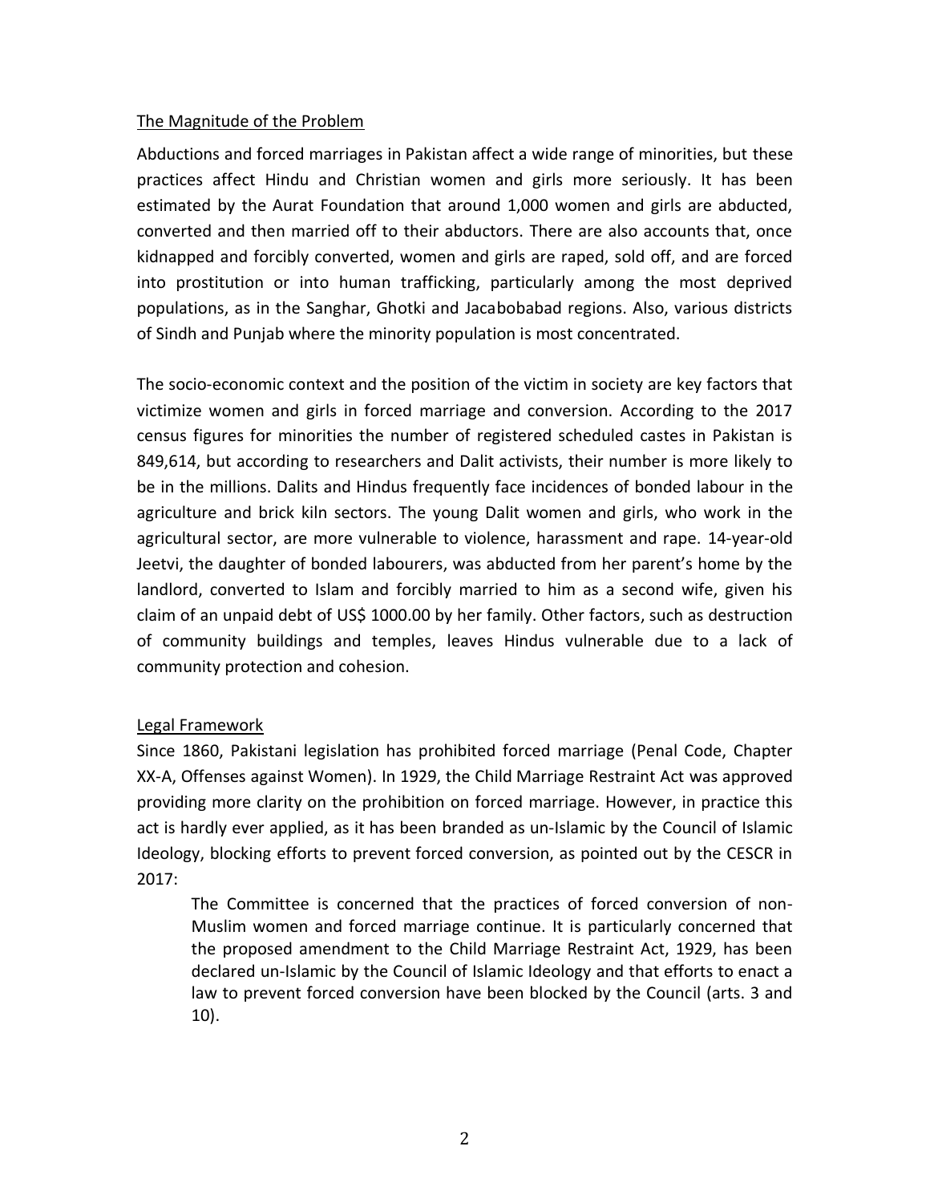## The Magnitude of the Problem

Abductions and forced marriages in Pakistan affect a wide range of minorities, but these practices affect Hindu and Christian women and girls more seriously. It has been estimated by the Aurat Foundation that around 1,000 women and girls are abducted, converted and then married off to their abductors. There are also accounts that, once kidnapped and forcibly converted, women and girls are raped, sold off, and are forced into prostitution or into human trafficking, particularly among the most deprived populations, as in the Sanghar, Ghotki and Jacabobabad regions. Also, various districts of Sindh and Punjab where the minority population is most concentrated.

The socio-economic context and the position of the victim in society are key factors that victimize women and girls in forced marriage and conversion. According to the 2017 census figures for minorities the number of registered scheduled castes in Pakistan is 849,614, but according to researchers and Dalit activists, their number is more likely to be in the millions. Dalits and Hindus frequently face incidences of bonded labour in the agriculture and brick kiln sectors. The young Dalit women and girls, who work in the agricultural sector, are more vulnerable to violence, harassment and rape. 14-year-old Jeetvi, the daughter of bonded labourers, was abducted from her parent's home by the landlord, converted to Islam and forcibly married to him as a second wife, given his claim of an unpaid debt of US$ 1000.00 by her family. Other factors, such as destruction of community buildings and temples, leaves Hindus vulnerable due to a lack of community protection and cohesion.

## Legal Framework

Since 1860, Pakistani legislation has prohibited forced marriage (Penal Code, Chapter XX-A, Offenses against Women). In 1929, the Child Marriage Restraint Act was approved providing more clarity on the prohibition on forced marriage. However, in practice this act is hardly ever applied, as it has been branded as un-Islamic by the Council of Islamic Ideology, blocking efforts to prevent forced conversion, as pointed out by the CESCR in 2017:

> The Committee is concerned that the practices of forced conversion of non-Muslim women and forced marriage continue. It is particularly concerned that the proposed amendment to the Child Marriage Restraint Act, 1929, has been declared un-Islamic by the Council of Islamic Ideology and that efforts to enact a law to prevent forced conversion have been blocked by the Council (arts. 3 and 10).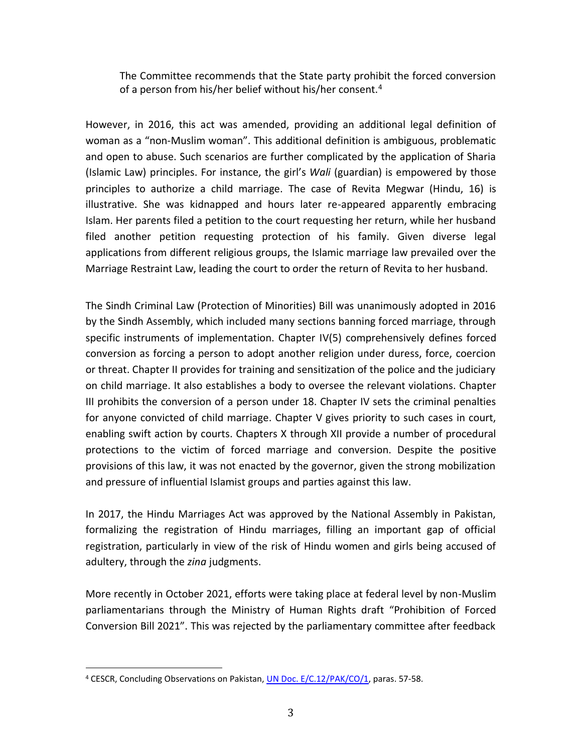> The Committee recommends that the State party prohibit the forced conversion of a person from his/her belief without his/her consent.[4]

However, in 2016, this act was amended, providing an additional legal definition of woman as a "non-Muslim woman". This additional definition is ambiguous, problematic and open to abuse. Such scenarios are further complicated by the application of Sharia (Islamic Law) principles. For instance, the girl's *Wali* (guardian) is empowered by those principles to authorize a child marriage. The case of Revita Megwar (Hindu, 16) is illustrative. She was kidnapped and hours later re-appeared apparently embracing Islam. Her parents filed a petition to the court requesting her return, while her husband filed another petition requesting protection of his family. Given diverse legal applications from different religious groups, the Islamic marriage law prevailed over the Marriage Restraint Law, leading the court to order the return of Revita to her husband.

The Sindh Criminal Law (Protection of Minorities) Bill was unanimously adopted in 2016 by the Sindh Assembly, which included many sections banning forced marriage, through specific instruments of implementation. Chapter IV(5) comprehensively defines forced conversion as forcing a person to adopt another religion under duress, force, coercion or threat. Chapter II provides for training and sensitization of the police and the judiciary on child marriage. It also establishes a body to oversee the relevant violations. Chapter III prohibits the conversion of a person under 18. Chapter IV sets the criminal penalties for anyone convicted of child marriage. Chapter V gives priority to such cases in court, enabling swift action by courts. Chapters X through XII provide a number of procedural protections to the victim of forced marriage and conversion. Despite the positive provisions of this law, it was not enacted by the governor, given the strong mobilization and pressure of influential Islamist groups and parties against this law.

In 2017, the Hindu Marriages Act was approved by the National Assembly in Pakistan, formalizing the registration of Hindu marriages, filling an important gap of official registration, particularly in view of the risk of Hindu women and girls being accused of adultery, through the *zina* judgments.

More recently in October 2021, efforts were taking place at federal level by non-Muslim parliamentarians through the Ministry of Human Rights draft "Prohibition of Forced Conversion Bill 2021". This was rejected by the parliamentary committee after feedback

---

[4] CESCR, Concluding Observations on Pakistan, UN Doc. E/C.12/PAK/CO/1, paras. 57-58.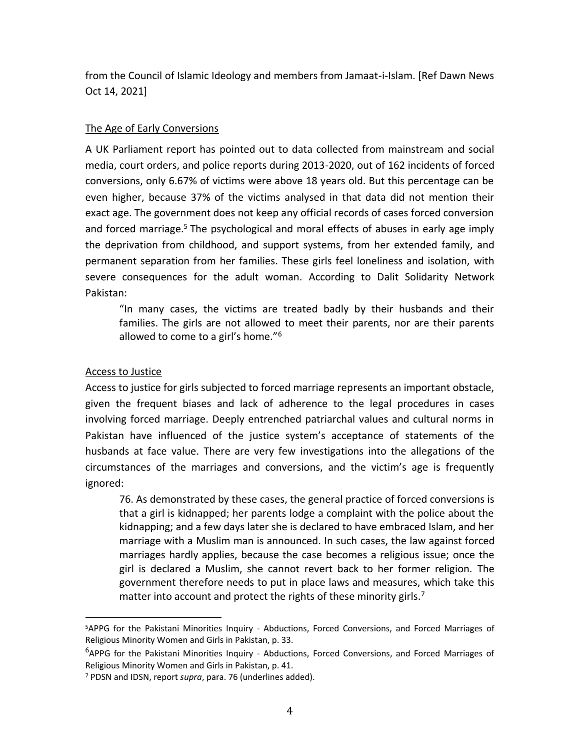from the Council of Islamic Ideology and members from Jamaat-i-Islam. [Ref Dawn News Oct 14, 2021]

<u>The Age of Early Conversions</u>

A UK Parliament report has pointed out to data collected from mainstream and social media, court orders, and police reports during 2013-2020, out of 162 incidents of forced conversions, only 6.67% of victims were above 18 years old. But this percentage can be even higher, because 37% of the victims analysed in that data did not mention their exact age. The government does not keep any official records of cases forced conversion and forced marriage.[5] The psychological and moral effects of abuses in early age imply the deprivation from childhood, and support systems, from her extended family, and permanent separation from her families. These girls feel loneliness and isolation, with severe consequences for the adult woman. According to Dalit Solidarity Network Pakistan:

> "In many cases, the victims are treated badly by their husbands and their families. The girls are not allowed to meet their parents, nor are their parents allowed to come to a girl's home."[6]

<u>Access to Justice</u>

Access to justice for girls subjected to forced marriage represents an important obstacle, given the frequent biases and lack of adherence to the legal procedures in cases involving forced marriage. Deeply entrenched patriarchal values and cultural norms in Pakistan have influenced of the justice system's acceptance of statements of the husbands at face value. There are very few investigations into the allegations of the circumstances of the marriages and conversions, and the victim's age is frequently ignored:

> 76. As demonstrated by these cases, the general practice of forced conversions is that a girl is kidnapped; her parents lodge a complaint with the police about the kidnapping; and a few days later she is declared to have embraced Islam, and her marriage with a Muslim man is announced. <u>In such cases, the law against forced marriages hardly applies, because the case becomes a religious issue; once the girl is declared a Muslim, she cannot revert back to her former religion.</u> The government therefore needs to put in place laws and measures, which take this matter into account and protect the rights of these minority girls.[7]

---

[5] APPG for the Pakistani Minorities Inquiry - Abductions, Forced Conversions, and Forced Marriages of Religious Minority Women and Girls in Pakistan, p. 33.

[6] APPG for the Pakistani Minorities Inquiry - Abductions, Forced Conversions, and Forced Marriages of Religious Minority Women and Girls in Pakistan, p. 41.

[7] PDSN and IDSN, report *supra*, para. 76 (underlines added).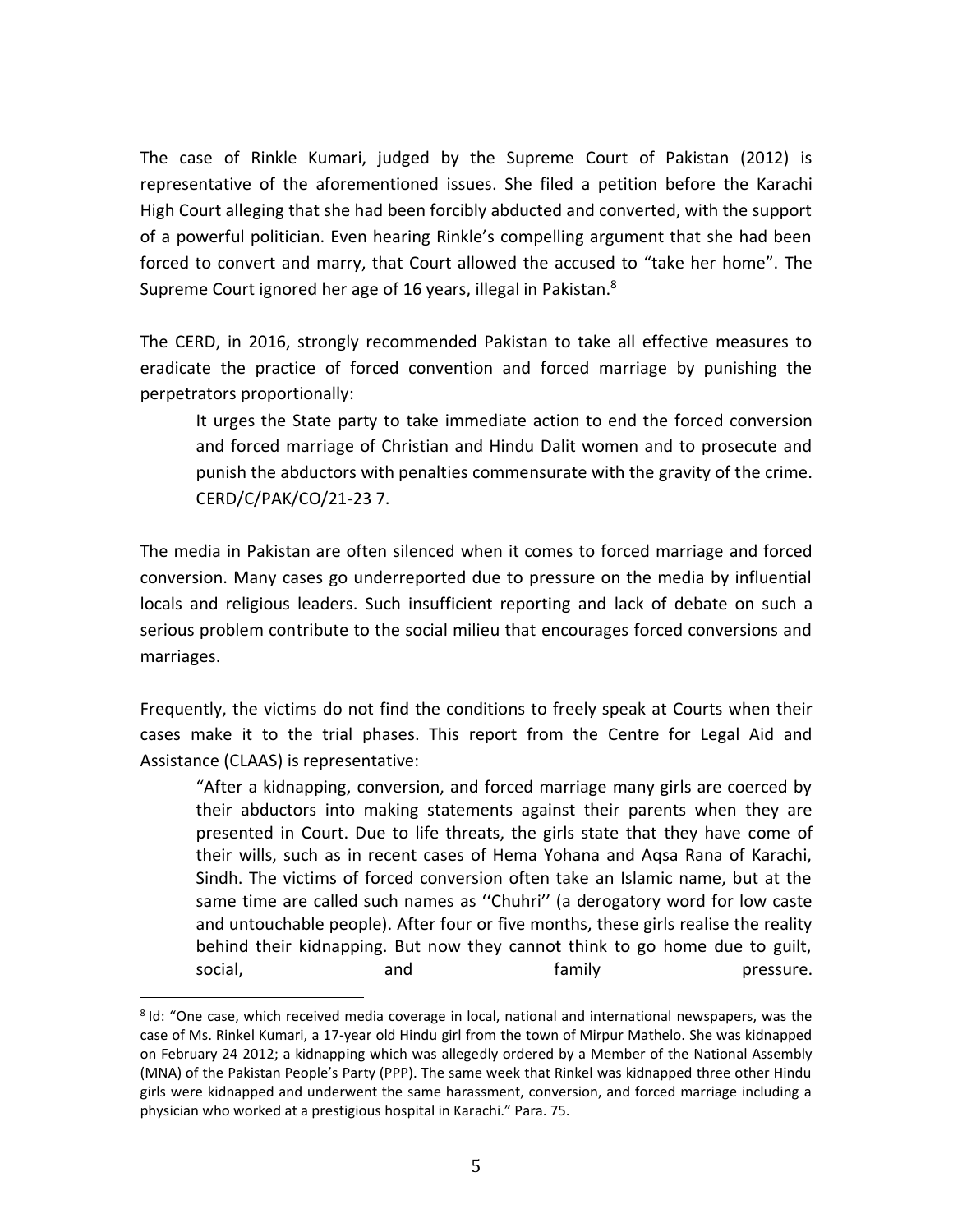The case of Rinkle Kumari, judged by the Supreme Court of Pakistan (2012) is representative of the aforementioned issues. She filed a petition before the Karachi High Court alleging that she had been forcibly abducted and converted, with the support of a powerful politician. Even hearing Rinkle's compelling argument that she had been forced to convert and marry, that Court allowed the accused to "take her home". The Supreme Court ignored her age of 16 years, illegal in Pakistan.[8]

The CERD, in 2016, strongly recommended Pakistan to take all effective measures to eradicate the practice of forced convention and forced marriage by punishing the perpetrators proportionally:

> It urges the State party to take immediate action to end the forced conversion and forced marriage of Christian and Hindu Dalit women and to prosecute and punish the abductors with penalties commensurate with the gravity of the crime. CERD/C/PAK/CO/21-23 7.

The media in Pakistan are often silenced when it comes to forced marriage and forced conversion. Many cases go underreported due to pressure on the media by influential locals and religious leaders. Such insufficient reporting and lack of debate on such a serious problem contribute to the social milieu that encourages forced conversions and marriages.

Frequently, the victims do not find the conditions to freely speak at Courts when their cases make it to the trial phases. This report from the Centre for Legal Aid and Assistance (CLAAS) is representative:

> "After a kidnapping, conversion, and forced marriage many girls are coerced by their abductors into making statements against their parents when they are presented in Court. Due to life threats, the girls state that they have come of their wills, such as in recent cases of Hema Yohana and Aqsa Rana of Karachi, Sindh. The victims of forced conversion often take an Islamic name, but at the same time are called such names as ''Chuhri'' (a derogatory word for low caste and untouchable people). After four or five months, these girls realise the reality behind their kidnapping. But now they cannot think to go home due to guilt, social, and family pressure.

---

[8] Id: "One case, which received media coverage in local, national and international newspapers, was the case of Ms. Rinkel Kumari, a 17-year old Hindu girl from the town of Mirpur Mathelo. She was kidnapped on February 24 2012; a kidnapping which was allegedly ordered by a Member of the National Assembly (MNA) of the Pakistan People's Party (PPP). The same week that Rinkel was kidnapped three other Hindu girls were kidnapped and underwent the same harassment, conversion, and forced marriage including a physician who worked at a prestigious hospital in Karachi." Para. 75.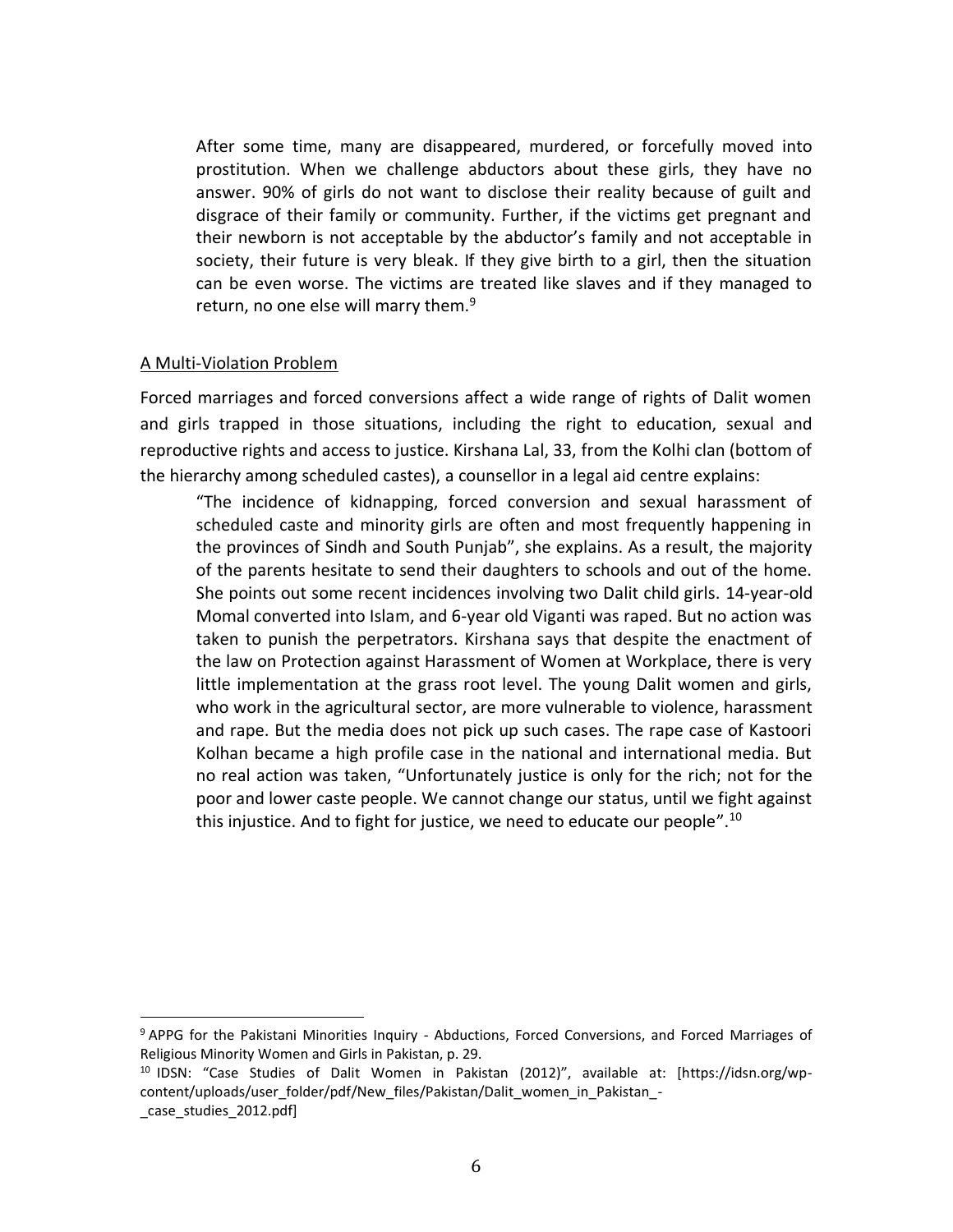> After some time, many are disappeared, murdered, or forcefully moved into prostitution. When we challenge abductors about these girls, they have no answer. 90% of girls do not want to disclose their reality because of guilt and disgrace of their family or community. Further, if the victims get pregnant and their newborn is not acceptable by the abductor's family and not acceptable in society, their future is very bleak. If they give birth to a girl, then the situation can be even worse. The victims are treated like slaves and if they managed to return, no one else will marry them.[9]

<u>A Multi-Violation Problem</u>

Forced marriages and forced conversions affect a wide range of rights of Dalit women and girls trapped in those situations, including the right to education, sexual and reproductive rights and access to justice. Kirshana Lal, 33, from the Kolhi clan (bottom of the hierarchy among scheduled castes), a counsellor in a legal aid centre explains:

> "The incidence of kidnapping, forced conversion and sexual harassment of scheduled caste and minority girls are often and most frequently happening in the provinces of Sindh and South Punjab", she explains. As a result, the majority of the parents hesitate to send their daughters to schools and out of the home. She points out some recent incidences involving two Dalit child girls. 14-year-old Momal converted into Islam, and 6-year old Viganti was raped. But no action was taken to punish the perpetrators. Kirshana says that despite the enactment of the law on Protection against Harassment of Women at Workplace, there is very little implementation at the grass root level. The young Dalit women and girls, who work in the agricultural sector, are more vulnerable to violence, harassment and rape. But the media does not pick up such cases. The rape case of Kastoori Kolhan became a high profile case in the national and international media. But no real action was taken, "Unfortunately justice is only for the rich; not for the poor and lower caste people. We cannot change our status, until we fight against this injustice. And to fight for justice, we need to educate our people".[10]

---

[9] APPG for the Pakistani Minorities Inquiry - Abductions, Forced Conversions, and Forced Marriages of Religious Minority Women and Girls in Pakistan, p. 29.

[10] IDSN: "Case Studies of Dalit Women in Pakistan (2012)", available at: [https://idsn.org/wp-content/uploads/user_folder/pdf/New_files/Pakistan/Dalit_women_in_Pakistan_-_case_studies_2012.pdf]